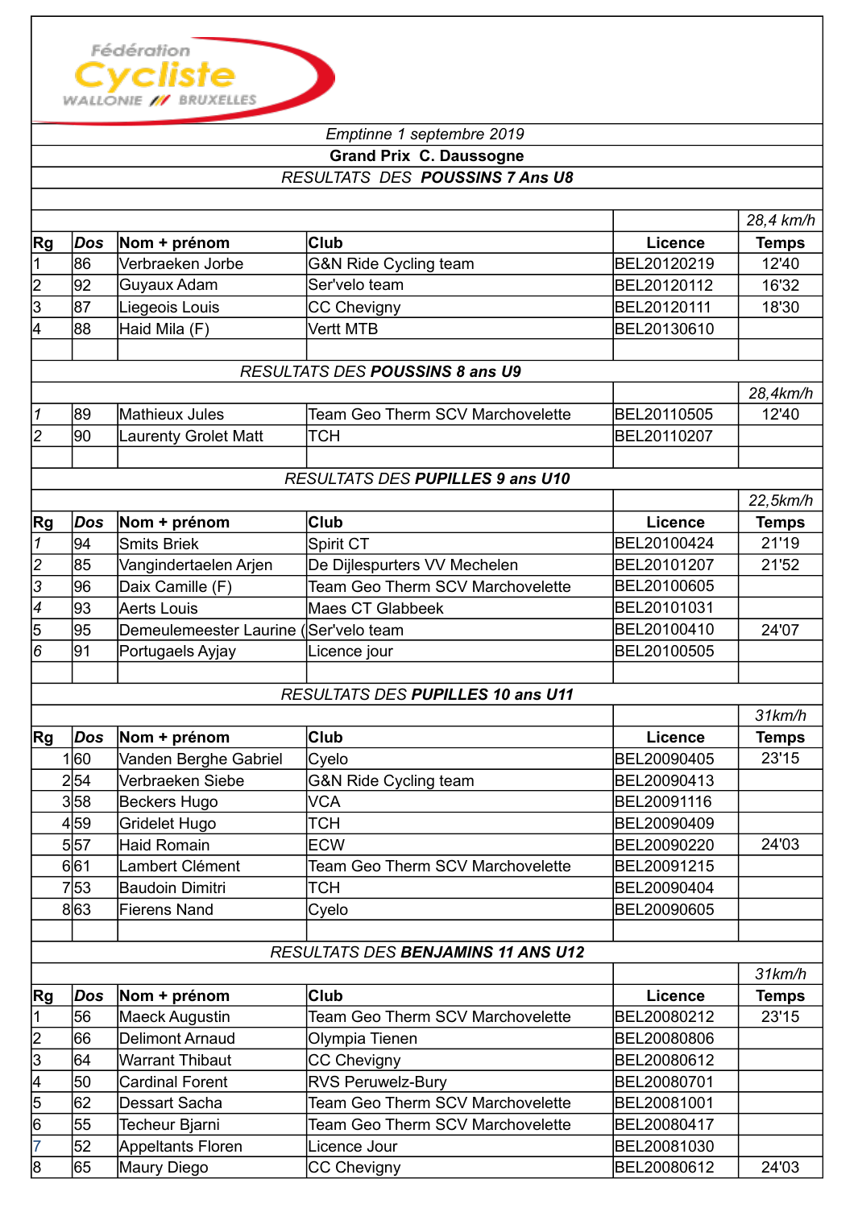Fédération Cycliste WALLONIE BRUXELLES

*Emptinne 1 septembre 2019*

**Grand Prix C. Daussogne**

*RESULTATS DES **POUSSINS 7 Ans U8***

| Rg | Dos | Nom + prénom | Club | Licence | Temps |
|---|---|---|---|---|---|
| | | | | | *28,4 km/h* |
| 1 | 86 | Verbraeken Jorbe | G&N Ride Cycling team | BEL20120219 | 12'40 |
| 2 | 92 | Guyaux Adam | Ser'velo team | BEL20120112 | 16'32 |
| 3 | 87 | Liegeois Louis | CC Chevigny | BEL20120111 | 18'30 |
| 4 | 88 | Haid Mila (F) | Vertt MTB | BEL20130610 | |

*RESULTATS DES **POUSSINS 8 ans U9***

| Rg | Dos | Nom + prénom | Club | Licence | Temps |
|---|---|---|---|---|---|
| | | | | | *28,4km/h* |
| *1* | 89 | Mathieux Jules | Team Geo Therm SCV Marchovelette | BEL20110505 | 12'40 |
| *2* | 90 | Laurenty Grolet Matt | TCH | BEL20110207 | |

*RESULTATS DES **PUPILLES 9 ans U10***

| Rg | Dos | Nom + prénom | Club | Licence | Temps |
|---|---|---|---|---|---|
| | | | | | *22,5km/h* |
| *1* | 94 | Smits Briek | Spirit CT | BEL20100424 | 21'19 |
| *2* | 85 | Vangindertaelen Arjen | De Dijlespurters VV Mechelen | BEL20101207 | 21'52 |
| *3* | 96 | Daix Camille (F) | Team Geo Therm SCV Marchovelette | BEL20100605 | |
| *4* | 93 | Aerts Louis | Maes CT Glabbeek | BEL20101031 | |
| 5 | 95 | Demeulemeester Laurine ( | Ser'velo team | BEL20100410 | 24'07 |
| *6* | 91 | Portugaels Ayjay | Licence jour | BEL20100505 | |

*RESULTATS DES **PUPILLES 10 ans U11***

| Rg | Dos | Nom + prénom | Club | Licence | Temps |
|---|---|---|---|---|---|
| | | | | | *31km/h* |
| 1 | 60 | Vanden Berghe Gabriel | Cyelo | BEL20090405 | 23'15 |
| 2 | 54 | Verbraeken Siebe | G&N Ride Cycling team | BEL20090413 | |
| 3 | 58 | Beckers Hugo | VCA | BEL20091116 | |
| 4 | 59 | Gridelet Hugo | TCH | BEL20090409 | |
| 5 | 57 | Haid Romain | ECW | BEL20090220 | 24'03 |
| 6 | 61 | Lambert Clément | Team Geo Therm SCV Marchovelette | BEL20091215 | |
| 7 | 53 | Baudoin Dimitri | TCH | BEL20090404 | |
| 8 | 63 | Fierens Nand | Cyelo | BEL20090605 | |

*RESULTATS DES **BENJAMINS 11 ANS U12***

| Rg | Dos | Nom + prénom | Club | Licence | Temps |
|---|---|---|---|---|---|
| | | | | | *31km/h* |
| 1 | 56 | Maeck Augustin | Team Geo Therm SCV Marchovelette | BEL20080212 | 23'15 |
| 2 | 66 | Delimont Arnaud | Olympia Tienen | BEL20080806 | |
| 3 | 64 | Warrant Thibaut | CC Chevigny | BEL20080612 | |
| 4 | 50 | Cardinal Forent | RVS Peruwelz-Bury | BEL20080701 | |
| 5 | 62 | Dessart Sacha | Team Geo Therm SCV Marchovelette | BEL20081001 | |
| 6 | 55 | Techeur Bjarni | Team Geo Therm SCV Marchovelette | BEL20080417 | |
| 7 | 52 | Appeltants Floren | Licence Jour | BEL20081030 | |
| 8 | 65 | Maury Diego | CC Chevigny | BEL20080612 | 24'03 |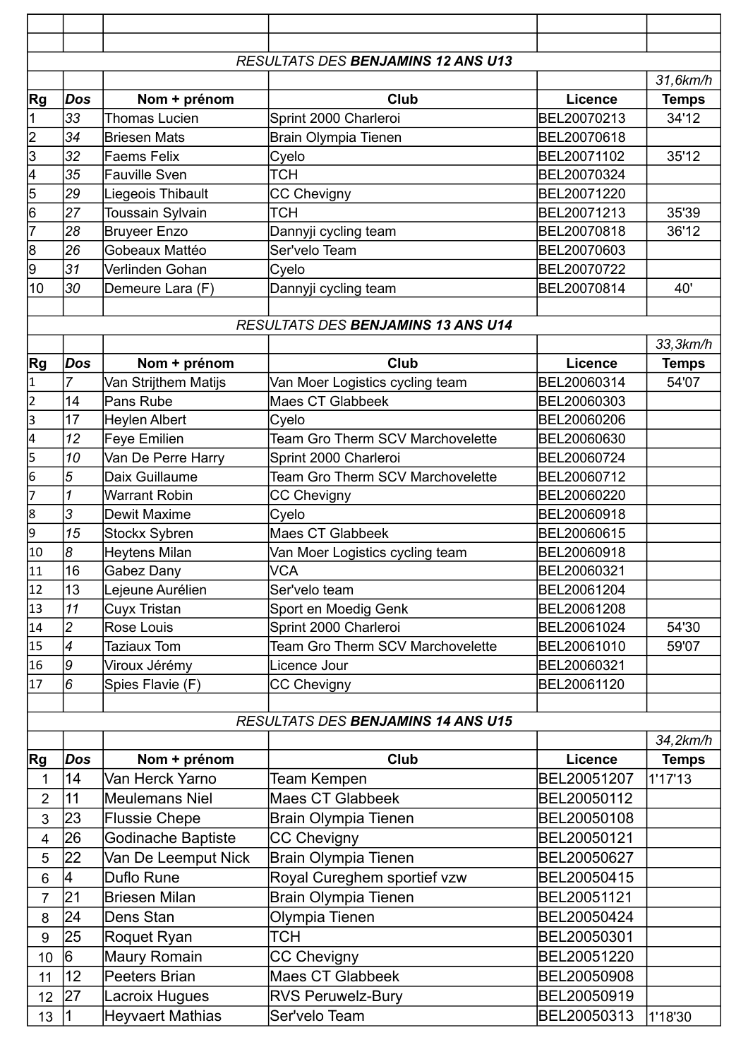RESULTATS DES **BENJAMINS 12 ANS U13**

| Rg | Dos | Nom + prénom | Club | Licence | Temps |
|---|---|---|---|---|---|
| | | | | | *31,6km/h* |
| 1 | 33 | Thomas Lucien | Sprint 2000 Charleroi | BEL20070213 | 34'12 |
| 2 | 34 | Briesen Mats | Brain Olympia Tienen | BEL20070618 | |
| 3 | 32 | Faems Felix | Cyelo | BEL20071102 | 35'12 |
| 4 | 35 | Fauville Sven | TCH | BEL20070324 | |
| 5 | 29 | Liegeois Thibault | CC Chevigny | BEL20071220 | |
| 6 | 27 | Toussain Sylvain | TCH | BEL20071213 | 35'39 |
| 7 | 28 | Bruyeer Enzo | Dannyji cycling team | BEL20070818 | 36'12 |
| 8 | 26 | Gobeaux Mattéo | Ser'velo Team | BEL20070603 | |
| 9 | 31 | Verlinden Gohan | Cyelo | BEL20070722 | |
| 10 | 30 | Demeure Lara (F) | Dannyji cycling team | BEL20070814 | 40' |

RESULTATS DES **BENJAMINS 13 ANS U14**

| Rg | Dos | Nom + prénom | Club | Licence | Temps |
|---|---|---|---|---|---|
| | | | | | *33,3km/h* |
| 1 | 7 | Van Strijthem Matijs | Van Moer Logistics cycling team | BEL20060314 | 54'07 |
| 2 | 14 | Pans Rube | Maes CT Glabbeek | BEL20060303 | |
| 3 | 17 | Heylen Albert | Cyelo | BEL20060206 | |
| 4 | 12 | Feye Emilien | Team Gro Therm SCV Marchovelette | BEL20060630 | |
| 5 | 10 | Van De Perre Harry | Sprint 2000 Charleroi | BEL20060724 | |
| 6 | 5 | Daix Guillaume | Team Gro Therm SCV Marchovelette | BEL20060712 | |
| 7 | 1 | Warrant Robin | CC Chevigny | BEL20060220 | |
| 8 | 3 | Dewit Maxime | Cyelo | BEL20060918 | |
| 9 | 15 | Stockx Sybren | Maes CT Glabbeek | BEL20060615 | |
| 10 | 8 | Heytens Milan | Van Moer Logistics cycling team | BEL20060918 | |
| 11 | 16 | Gabez Dany | VCA | BEL20060321 | |
| 12 | 13 | Lejeune Aurélien | Ser'velo team | BEL20061204 | |
| 13 | 11 | Cuyx Tristan | Sport en Moedig Genk | BEL20061208 | |
| 14 | 2 | Rose Louis | Sprint 2000 Charleroi | BEL20061024 | 54'30 |
| 15 | 4 | Taziaux Tom | Team Gro Therm SCV Marchovelette | BEL20061010 | 59'07 |
| 16 | 9 | Viroux Jérémy | Licence Jour | BEL20060321 | |
| 17 | 6 | Spies Flavie (F) | CC Chevigny | BEL20061120 | |

RESULTATS DES **BENJAMINS 14 ANS U15**

| Rg | Dos | Nom + prénom | Club | Licence | Temps |
|---|---|---|---|---|---|
| | | | | | *34,2km/h* |
| 1 | 14 | Van Herck Yarno | Team Kempen | BEL20051207 | 1'17'13 |
| 2 | 11 | Meulemans Niel | Maes CT Glabbeek | BEL20050112 | |
| 3 | 23 | Flussie Chepe | Brain Olympia Tienen | BEL20050108 | |
| 4 | 26 | Godinache Baptiste | CC Chevigny | BEL20050121 | |
| 5 | 22 | Van De Leemput Nick | Brain Olympia Tienen | BEL20050627 | |
| 6 | 4 | Duflo Rune | Royal Cureghem sportief vzw | BEL20050415 | |
| 7 | 21 | Briesen Milan | Brain Olympia Tienen | BEL20051121 | |
| 8 | 24 | Dens Stan | Olympia Tienen | BEL20050424 | |
| 9 | 25 | Roquet Ryan | TCH | BEL20050301 | |
| 10 | 6 | Maury Romain | CC Chevigny | BEL20051220 | |
| 11 | 12 | Peeters Brian | Maes CT Glabbeek | BEL20050908 | |
| 12 | 27 | Lacroix Hugues | RVS Peruwelz-Bury | BEL20050919 | |
| 13 | 1 | Heyvaert Mathias | Ser'velo Team | BEL20050313 | 1'18'30 |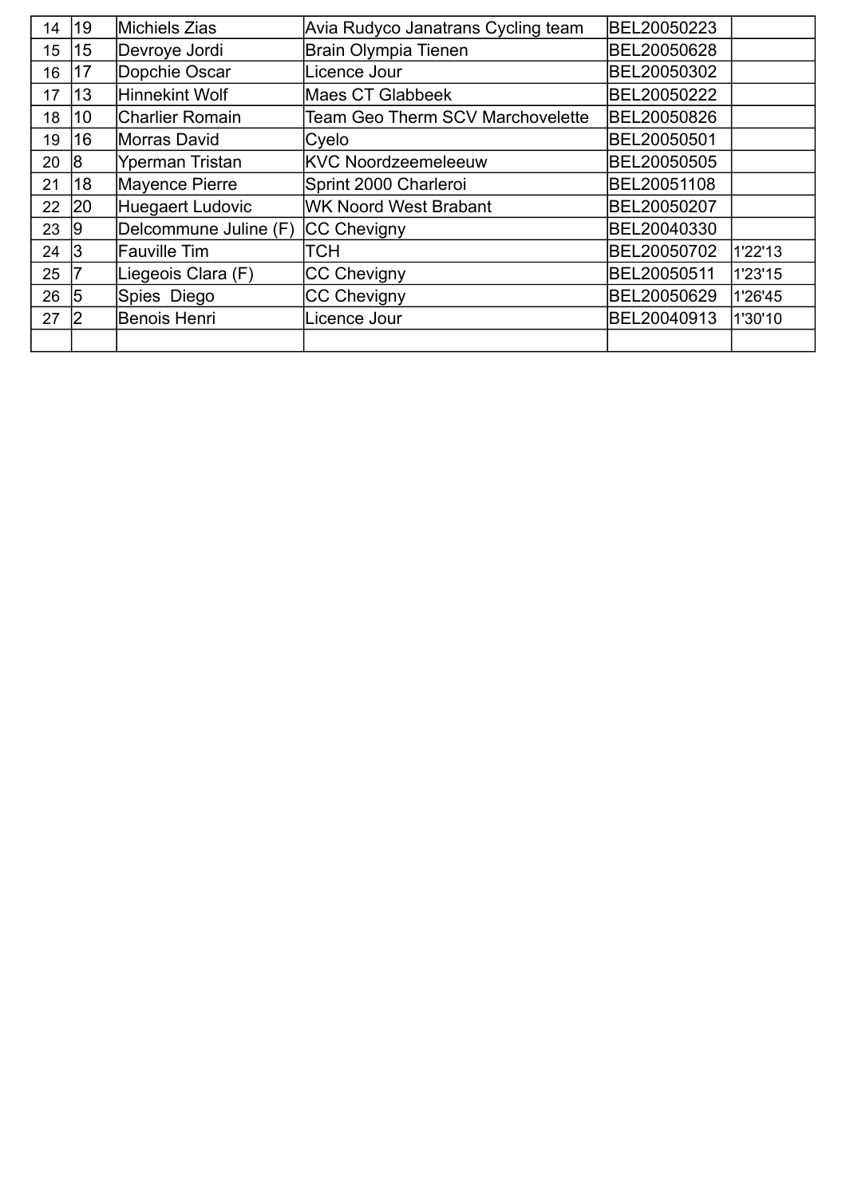| | | | | | |
|---|---|---|---|---|---|
| 14 | 19 | Michiels Zias | Avia Rudyco Janatrans Cycling team | BEL20050223 | |
| 15 | 15 | Devroye Jordi | Brain Olympia Tienen | BEL20050628 | |
| 16 | 17 | Dopchie Oscar | Licence Jour | BEL20050302 | |
| 17 | 13 | Hinnekint Wolf | Maes CT Glabbeek | BEL20050222 | |
| 18 | 10 | Charlier Romain | Team Geo Therm SCV Marchovelette | BEL20050826 | |
| 19 | 16 | Morras David | Cyelo | BEL20050501 | |
| 20 | 8 | Yperman Tristan | KVC Noordzeemeleeuw | BEL20050505 | |
| 21 | 18 | Mayence Pierre | Sprint 2000 Charleroi | BEL20051108 | |
| 22 | 20 | Huegaert Ludovic | WK Noord West Brabant | BEL20050207 | |
| 23 | 9 | Delcommune Juline (F) | CC Chevigny | BEL20040330 | |
| 24 | 3 | Fauville Tim | TCH | BEL20050702 | 1'22'13 |
| 25 | 7 | Liegeois Clara (F) | CC Chevigny | BEL20050511 | 1'23'15 |
| 26 | 5 | Spies  Diego | CC Chevigny | BEL20050629 | 1'26'45 |
| 27 | 2 | Benois Henri | Licence Jour | BEL20040913 | 1'30'10 |
| | | | | | |